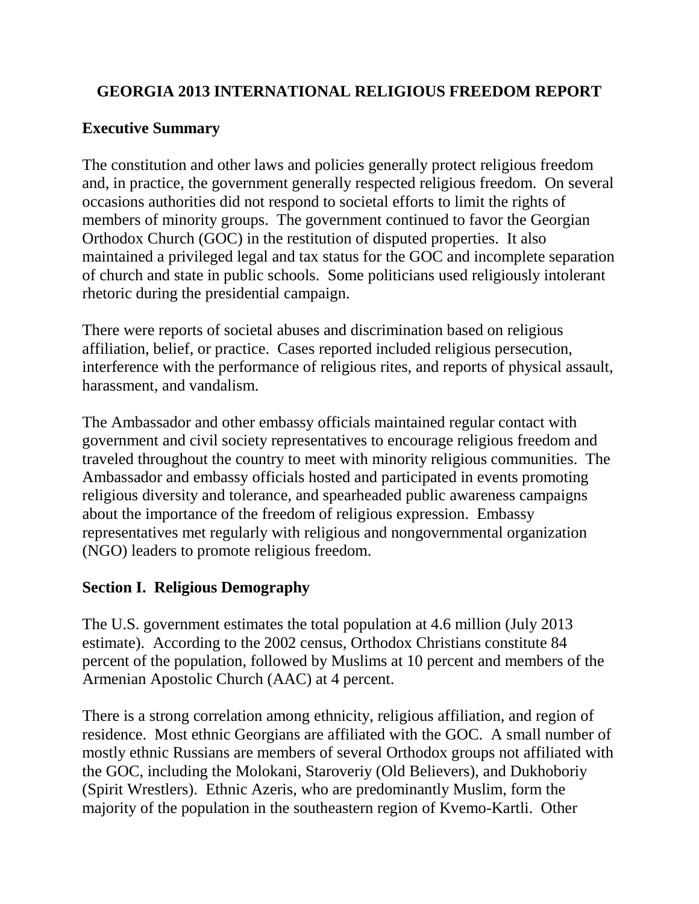# GEORGIA 2013 INTERNATIONAL RELIGIOUS FREEDOM REPORT

## Executive Summary

The constitution and other laws and policies generally protect religious freedom and, in practice, the government generally respected religious freedom. On several occasions authorities did not respond to societal efforts to limit the rights of members of minority groups. The government continued to favor the Georgian Orthodox Church (GOC) in the restitution of disputed properties. It also maintained a privileged legal and tax status for the GOC and incomplete separation of church and state in public schools. Some politicians used religiously intolerant rhetoric during the presidential campaign.

There were reports of societal abuses and discrimination based on religious affiliation, belief, or practice. Cases reported included religious persecution, interference with the performance of religious rites, and reports of physical assault, harassment, and vandalism.

The Ambassador and other embassy officials maintained regular contact with government and civil society representatives to encourage religious freedom and traveled throughout the country to meet with minority religious communities. The Ambassador and embassy officials hosted and participated in events promoting religious diversity and tolerance, and spearheaded public awareness campaigns about the importance of the freedom of religious expression. Embassy representatives met regularly with religious and nongovernmental organization (NGO) leaders to promote religious freedom.

## Section I. Religious Demography

The U.S. government estimates the total population at 4.6 million (July 2013 estimate). According to the 2002 census, Orthodox Christians constitute 84 percent of the population, followed by Muslims at 10 percent and members of the Armenian Apostolic Church (AAC) at 4 percent.

There is a strong correlation among ethnicity, religious affiliation, and region of residence. Most ethnic Georgians are affiliated with the GOC. A small number of mostly ethnic Russians are members of several Orthodox groups not affiliated with the GOC, including the Molokani, Staroveriy (Old Believers), and Dukhoboriy (Spirit Wrestlers). Ethnic Azeris, who are predominantly Muslim, form the majority of the population in the southeastern region of Kvemo-Kartli. Other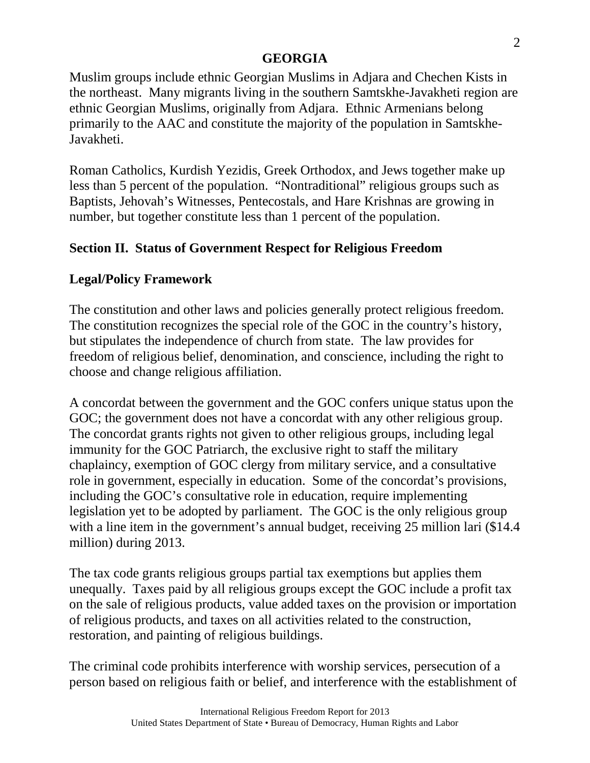Muslim groups include ethnic Georgian Muslims in Adjara and Chechen Kists in the northeast. Many migrants living in the southern Samtskhe-Javakheti region are ethnic Georgian Muslims, originally from Adjara. Ethnic Armenians belong primarily to the AAC and constitute the majority of the population in Samtskhe-Javakheti.

Roman Catholics, Kurdish Yezidis, Greek Orthodox, and Jews together make up less than 5 percent of the population. "Nontraditional" religious groups such as Baptists, Jehovah's Witnesses, Pentecostals, and Hare Krishnas are growing in number, but together constitute less than 1 percent of the population.

## Section II. Status of Government Respect for Religious Freedom

### Legal/Policy Framework

The constitution and other laws and policies generally protect religious freedom. The constitution recognizes the special role of the GOC in the country's history, but stipulates the independence of church from state. The law provides for freedom of religious belief, denomination, and conscience, including the right to choose and change religious affiliation.

A concordat between the government and the GOC confers unique status upon the GOC; the government does not have a concordat with any other religious group. The concordat grants rights not given to other religious groups, including legal immunity for the GOC Patriarch, the exclusive right to staff the military chaplaincy, exemption of GOC clergy from military service, and a consultative role in government, especially in education. Some of the concordat's provisions, including the GOC's consultative role in education, require implementing legislation yet to be adopted by parliament. The GOC is the only religious group with a line item in the government's annual budget, receiving 25 million lari ($14.4 million) during 2013.

The tax code grants religious groups partial tax exemptions but applies them unequally. Taxes paid by all religious groups except the GOC include a profit tax on the sale of religious products, value added taxes on the provision or importation of religious products, and taxes on all activities related to the construction, restoration, and painting of religious buildings.

The criminal code prohibits interference with worship services, persecution of a person based on religious faith or belief, and interference with the establishment of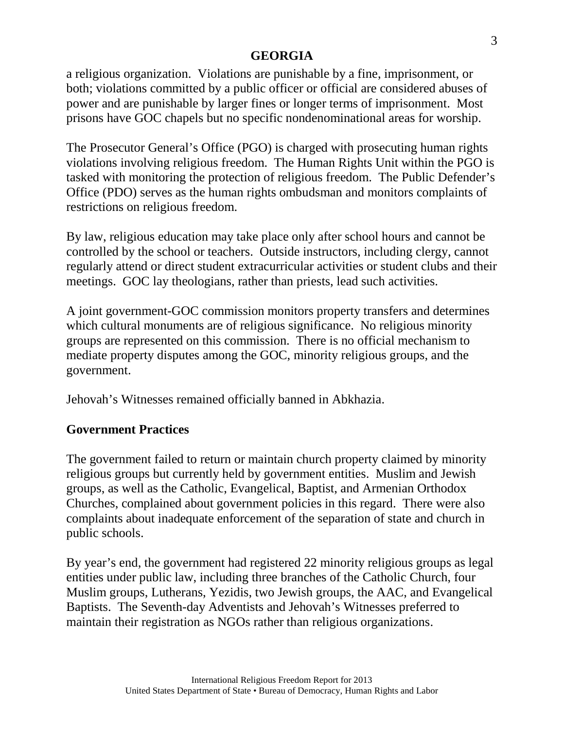a religious organization. Violations are punishable by a fine, imprisonment, or both; violations committed by a public officer or official are considered abuses of power and are punishable by larger fines or longer terms of imprisonment. Most prisons have GOC chapels but no specific nondenominational areas for worship.

The Prosecutor General's Office (PGO) is charged with prosecuting human rights violations involving religious freedom. The Human Rights Unit within the PGO is tasked with monitoring the protection of religious freedom. The Public Defender's Office (PDO) serves as the human rights ombudsman and monitors complaints of restrictions on religious freedom.

By law, religious education may take place only after school hours and cannot be controlled by the school or teachers. Outside instructors, including clergy, cannot regularly attend or direct student extracurricular activities or student clubs and their meetings. GOC lay theologians, rather than priests, lead such activities.

A joint government-GOC commission monitors property transfers and determines which cultural monuments are of religious significance. No religious minority groups are represented on this commission. There is no official mechanism to mediate property disputes among the GOC, minority religious groups, and the government.

Jehovah's Witnesses remained officially banned in Abkhazia.

## Government Practices

The government failed to return or maintain church property claimed by minority religious groups but currently held by government entities. Muslim and Jewish groups, as well as the Catholic, Evangelical, Baptist, and Armenian Orthodox Churches, complained about government policies in this regard. There were also complaints about inadequate enforcement of the separation of state and church in public schools.

By year's end, the government had registered 22 minority religious groups as legal entities under public law, including three branches of the Catholic Church, four Muslim groups, Lutherans, Yezidis, two Jewish groups, the AAC, and Evangelical Baptists. The Seventh-day Adventists and Jehovah's Witnesses preferred to maintain their registration as NGOs rather than religious organizations.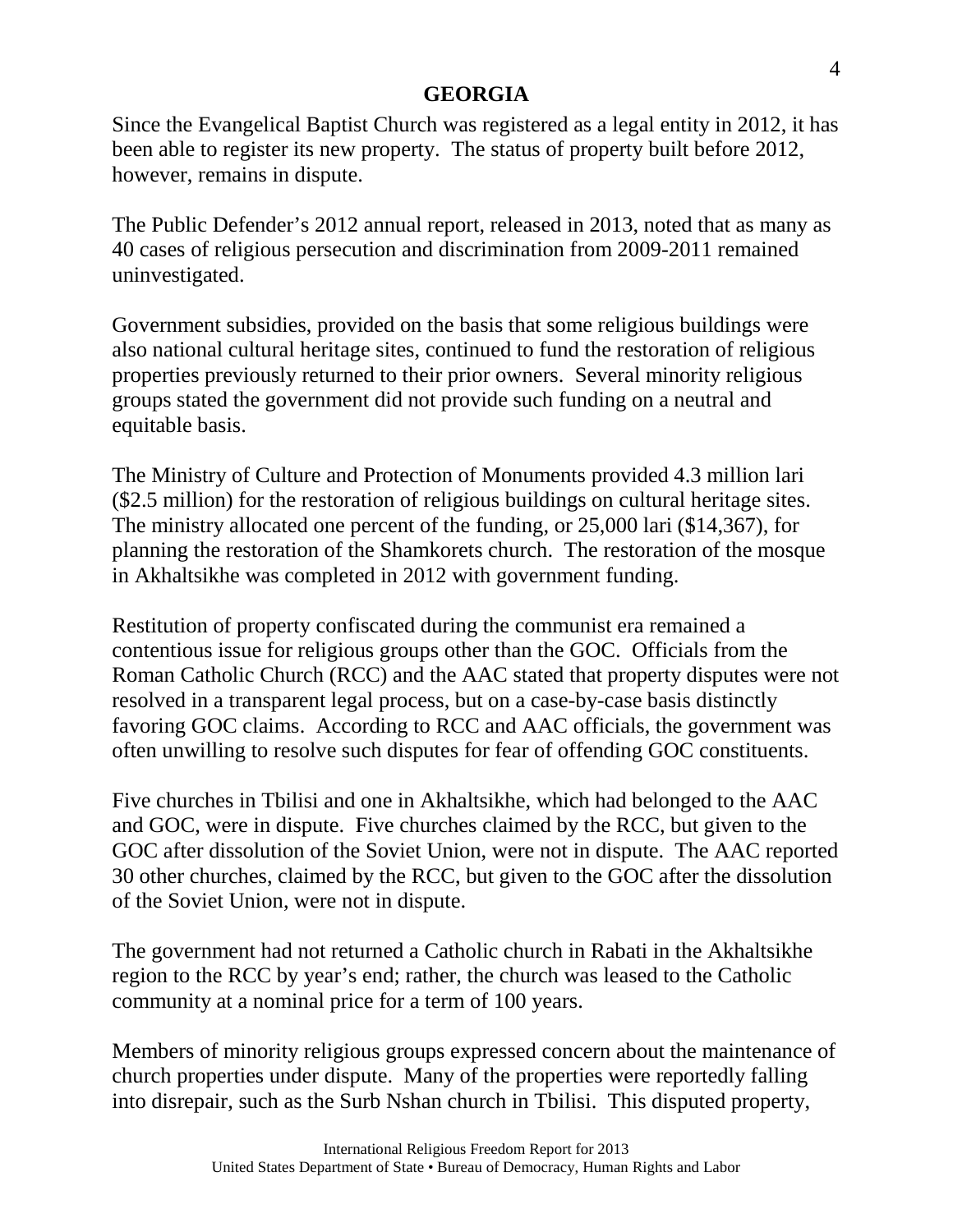Since the Evangelical Baptist Church was registered as a legal entity in 2012, it has been able to register its new property. The status of property built before 2012, however, remains in dispute.

The Public Defender's 2012 annual report, released in 2013, noted that as many as 40 cases of religious persecution and discrimination from 2009-2011 remained uninvestigated.

Government subsidies, provided on the basis that some religious buildings were also national cultural heritage sites, continued to fund the restoration of religious properties previously returned to their prior owners. Several minority religious groups stated the government did not provide such funding on a neutral and equitable basis.

The Ministry of Culture and Protection of Monuments provided 4.3 million lari ($2.5 million) for the restoration of religious buildings on cultural heritage sites. The ministry allocated one percent of the funding, or 25,000 lari ($14,367), for planning the restoration of the Shamkorets church. The restoration of the mosque in Akhaltsikhe was completed in 2012 with government funding.

Restitution of property confiscated during the communist era remained a contentious issue for religious groups other than the GOC. Officials from the Roman Catholic Church (RCC) and the AAC stated that property disputes were not resolved in a transparent legal process, but on a case-by-case basis distinctly favoring GOC claims. According to RCC and AAC officials, the government was often unwilling to resolve such disputes for fear of offending GOC constituents.

Five churches in Tbilisi and one in Akhaltsikhe, which had belonged to the AAC and GOC, were in dispute. Five churches claimed by the RCC, but given to the GOC after dissolution of the Soviet Union, were not in dispute. The AAC reported 30 other churches, claimed by the RCC, but given to the GOC after the dissolution of the Soviet Union, were not in dispute.

The government had not returned a Catholic church in Rabati in the Akhaltsikhe region to the RCC by year's end; rather, the church was leased to the Catholic community at a nominal price for a term of 100 years.

Members of minority religious groups expressed concern about the maintenance of church properties under dispute. Many of the properties were reportedly falling into disrepair, such as the Surb Nshan church in Tbilisi. This disputed property,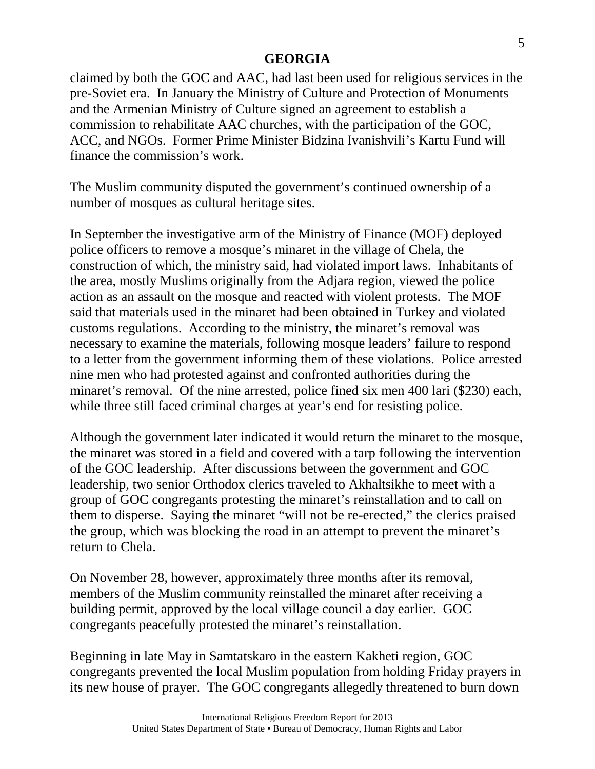claimed by both the GOC and AAC, had last been used for religious services in the pre-Soviet era. In January the Ministry of Culture and Protection of Monuments and the Armenian Ministry of Culture signed an agreement to establish a commission to rehabilitate AAC churches, with the participation of the GOC, ACC, and NGOs. Former Prime Minister Bidzina Ivanishvili's Kartu Fund will finance the commission's work.

The Muslim community disputed the government's continued ownership of a number of mosques as cultural heritage sites.

In September the investigative arm of the Ministry of Finance (MOF) deployed police officers to remove a mosque's minaret in the village of Chela, the construction of which, the ministry said, had violated import laws. Inhabitants of the area, mostly Muslims originally from the Adjara region, viewed the police action as an assault on the mosque and reacted with violent protests. The MOF said that materials used in the minaret had been obtained in Turkey and violated customs regulations. According to the ministry, the minaret's removal was necessary to examine the materials, following mosque leaders' failure to respond to a letter from the government informing them of these violations. Police arrested nine men who had protested against and confronted authorities during the minaret's removal. Of the nine arrested, police fined six men 400 lari ($230) each, while three still faced criminal charges at year's end for resisting police.

Although the government later indicated it would return the minaret to the mosque, the minaret was stored in a field and covered with a tarp following the intervention of the GOC leadership. After discussions between the government and GOC leadership, two senior Orthodox clerics traveled to Akhaltsikhe to meet with a group of GOC congregants protesting the minaret's reinstallation and to call on them to disperse. Saying the minaret "will not be re-erected," the clerics praised the group, which was blocking the road in an attempt to prevent the minaret's return to Chela.

On November 28, however, approximately three months after its removal, members of the Muslim community reinstalled the minaret after receiving a building permit, approved by the local village council a day earlier. GOC congregants peacefully protested the minaret's reinstallation.

Beginning in late May in Samtatskaro in the eastern Kakheti region, GOC congregants prevented the local Muslim population from holding Friday prayers in its new house of prayer. The GOC congregants allegedly threatened to burn down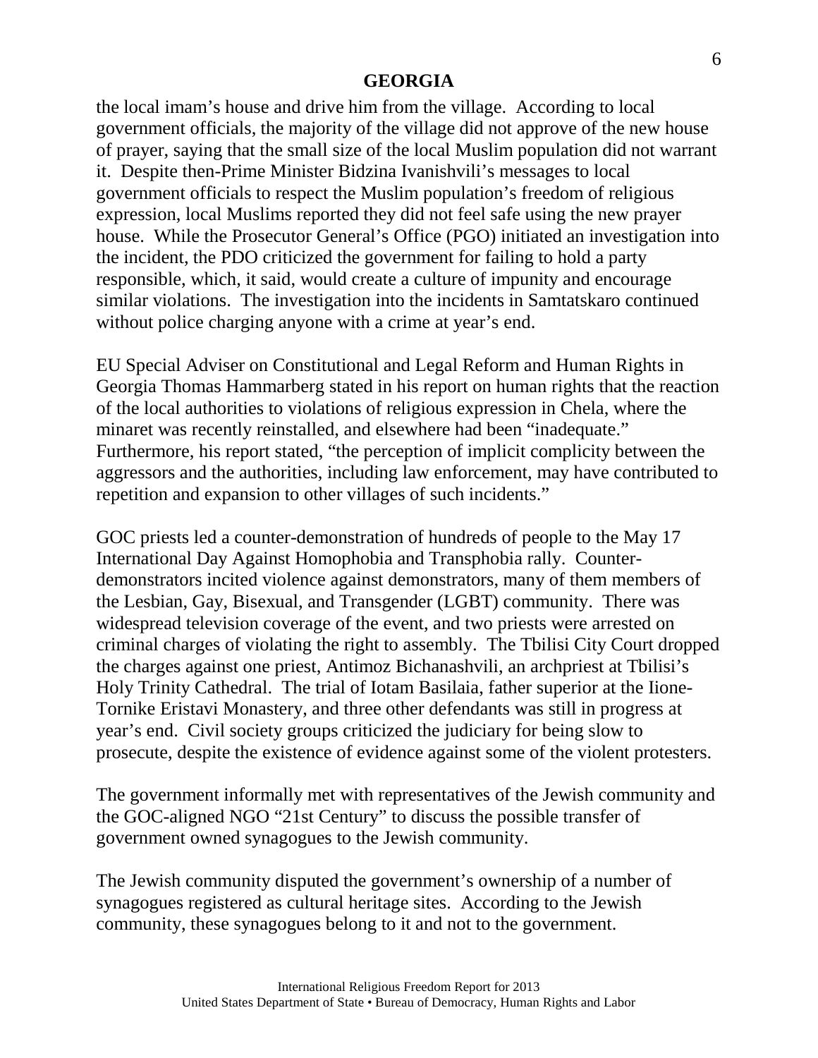the local imam's house and drive him from the village. According to local government officials, the majority of the village did not approve of the new house of prayer, saying that the small size of the local Muslim population did not warrant it. Despite then-Prime Minister Bidzina Ivanishvili's messages to local government officials to respect the Muslim population's freedom of religious expression, local Muslims reported they did not feel safe using the new prayer house. While the Prosecutor General's Office (PGO) initiated an investigation into the incident, the PDO criticized the government for failing to hold a party responsible, which, it said, would create a culture of impunity and encourage similar violations. The investigation into the incidents in Samtatskaro continued without police charging anyone with a crime at year's end.

EU Special Adviser on Constitutional and Legal Reform and Human Rights in Georgia Thomas Hammarberg stated in his report on human rights that the reaction of the local authorities to violations of religious expression in Chela, where the minaret was recently reinstalled, and elsewhere had been "inadequate." Furthermore, his report stated, "the perception of implicit complicity between the aggressors and the authorities, including law enforcement, may have contributed to repetition and expansion to other villages of such incidents."

GOC priests led a counter-demonstration of hundreds of people to the May 17 International Day Against Homophobia and Transphobia rally. Counter-demonstrators incited violence against demonstrators, many of them members of the Lesbian, Gay, Bisexual, and Transgender (LGBT) community. There was widespread television coverage of the event, and two priests were arrested on criminal charges of violating the right to assembly. The Tbilisi City Court dropped the charges against one priest, Antimoz Bichanashvili, an archpriest at Tbilisi's Holy Trinity Cathedral. The trial of Iotam Basilaia, father superior at the Iione-Tornike Eristavi Monastery, and three other defendants was still in progress at year's end. Civil society groups criticized the judiciary for being slow to prosecute, despite the existence of evidence against some of the violent protesters.

The government informally met with representatives of the Jewish community and the GOC-aligned NGO "21st Century" to discuss the possible transfer of government owned synagogues to the Jewish community.

The Jewish community disputed the government's ownership of a number of synagogues registered as cultural heritage sites. According to the Jewish community, these synagogues belong to it and not to the government.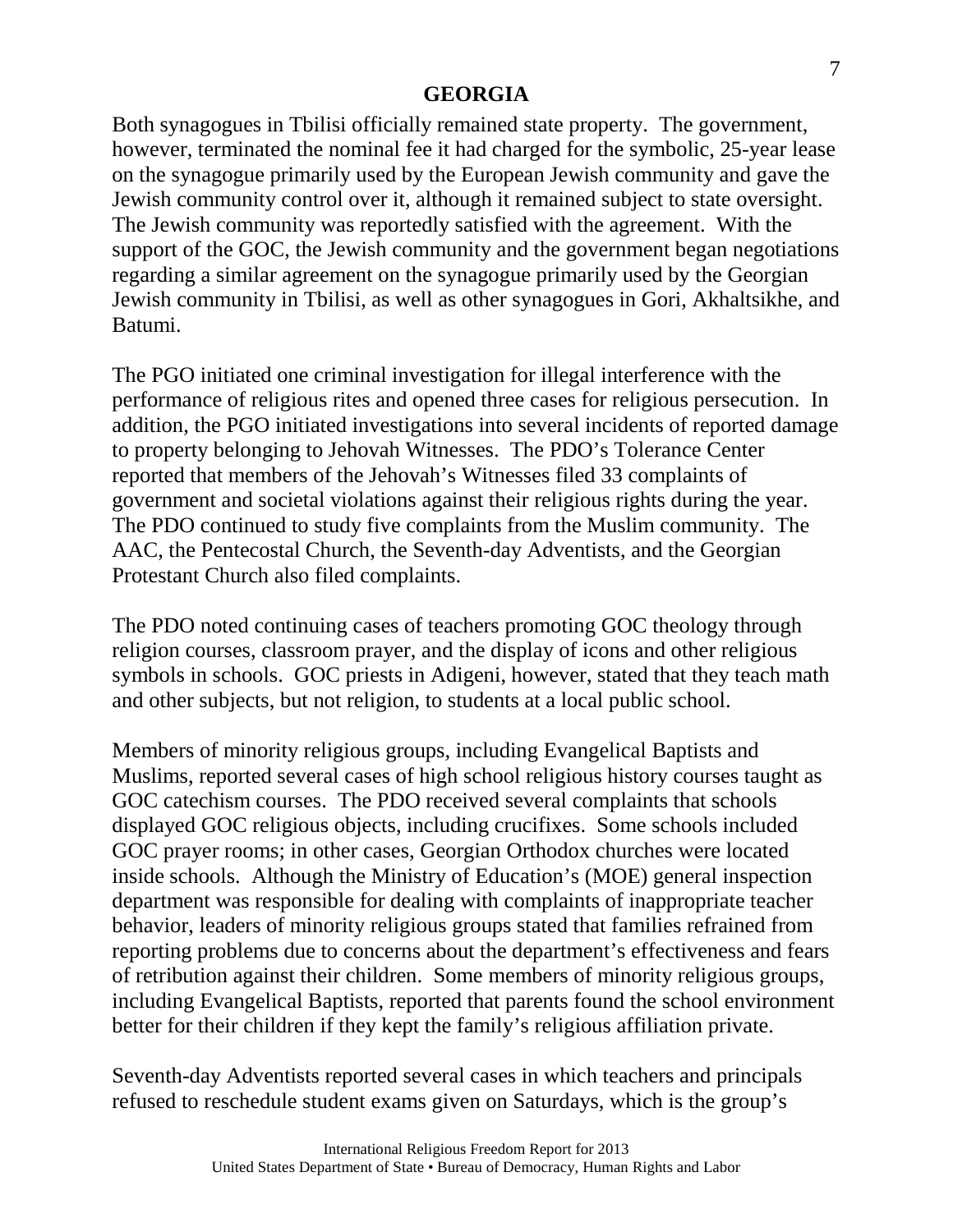Both synagogues in Tbilisi officially remained state property. The government, however, terminated the nominal fee it had charged for the symbolic, 25-year lease on the synagogue primarily used by the European Jewish community and gave the Jewish community control over it, although it remained subject to state oversight. The Jewish community was reportedly satisfied with the agreement. With the support of the GOC, the Jewish community and the government began negotiations regarding a similar agreement on the synagogue primarily used by the Georgian Jewish community in Tbilisi, as well as other synagogues in Gori, Akhaltsikhe, and Batumi.

The PGO initiated one criminal investigation for illegal interference with the performance of religious rites and opened three cases for religious persecution. In addition, the PGO initiated investigations into several incidents of reported damage to property belonging to Jehovah Witnesses. The PDO's Tolerance Center reported that members of the Jehovah's Witnesses filed 33 complaints of government and societal violations against their religious rights during the year. The PDO continued to study five complaints from the Muslim community. The AAC, the Pentecostal Church, the Seventh-day Adventists, and the Georgian Protestant Church also filed complaints.

The PDO noted continuing cases of teachers promoting GOC theology through religion courses, classroom prayer, and the display of icons and other religious symbols in schools. GOC priests in Adigeni, however, stated that they teach math and other subjects, but not religion, to students at a local public school.

Members of minority religious groups, including Evangelical Baptists and Muslims, reported several cases of high school religious history courses taught as GOC catechism courses. The PDO received several complaints that schools displayed GOC religious objects, including crucifixes. Some schools included GOC prayer rooms; in other cases, Georgian Orthodox churches were located inside schools. Although the Ministry of Education's (MOE) general inspection department was responsible for dealing with complaints of inappropriate teacher behavior, leaders of minority religious groups stated that families refrained from reporting problems due to concerns about the department's effectiveness and fears of retribution against their children. Some members of minority religious groups, including Evangelical Baptists, reported that parents found the school environment better for their children if they kept the family's religious affiliation private.

Seventh-day Adventists reported several cases in which teachers and principals refused to reschedule student exams given on Saturdays, which is the group's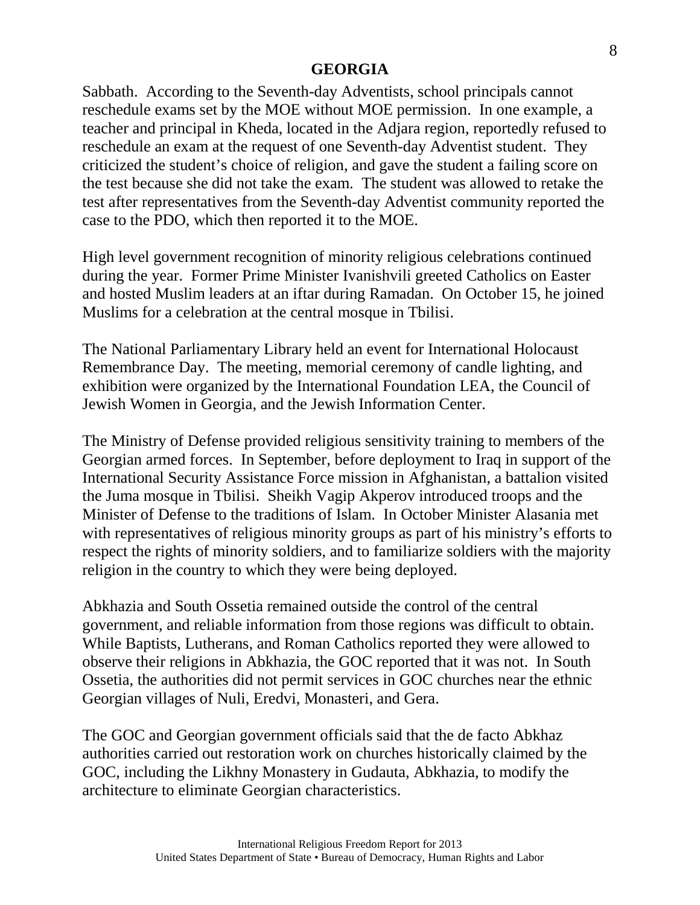Sabbath. According to the Seventh-day Adventists, school principals cannot reschedule exams set by the MOE without MOE permission. In one example, a teacher and principal in Kheda, located in the Adjara region, reportedly refused to reschedule an exam at the request of one Seventh-day Adventist student. They criticized the student's choice of religion, and gave the student a failing score on the test because she did not take the exam. The student was allowed to retake the test after representatives from the Seventh-day Adventist community reported the case to the PDO, which then reported it to the MOE.

High level government recognition of minority religious celebrations continued during the year. Former Prime Minister Ivanishvili greeted Catholics on Easter and hosted Muslim leaders at an iftar during Ramadan. On October 15, he joined Muslims for a celebration at the central mosque in Tbilisi.

The National Parliamentary Library held an event for International Holocaust Remembrance Day. The meeting, memorial ceremony of candle lighting, and exhibition were organized by the International Foundation LEA, the Council of Jewish Women in Georgia, and the Jewish Information Center.

The Ministry of Defense provided religious sensitivity training to members of the Georgian armed forces. In September, before deployment to Iraq in support of the International Security Assistance Force mission in Afghanistan, a battalion visited the Juma mosque in Tbilisi. Sheikh Vagip Akperov introduced troops and the Minister of Defense to the traditions of Islam. In October Minister Alasania met with representatives of religious minority groups as part of his ministry's efforts to respect the rights of minority soldiers, and to familiarize soldiers with the majority religion in the country to which they were being deployed.

Abkhazia and South Ossetia remained outside the control of the central government, and reliable information from those regions was difficult to obtain. While Baptists, Lutherans, and Roman Catholics reported they were allowed to observe their religions in Abkhazia, the GOC reported that it was not. In South Ossetia, the authorities did not permit services in GOC churches near the ethnic Georgian villages of Nuli, Eredvi, Monasteri, and Gera.

The GOC and Georgian government officials said that the de facto Abkhaz authorities carried out restoration work on churches historically claimed by the GOC, including the Likhny Monastery in Gudauta, Abkhazia, to modify the architecture to eliminate Georgian characteristics.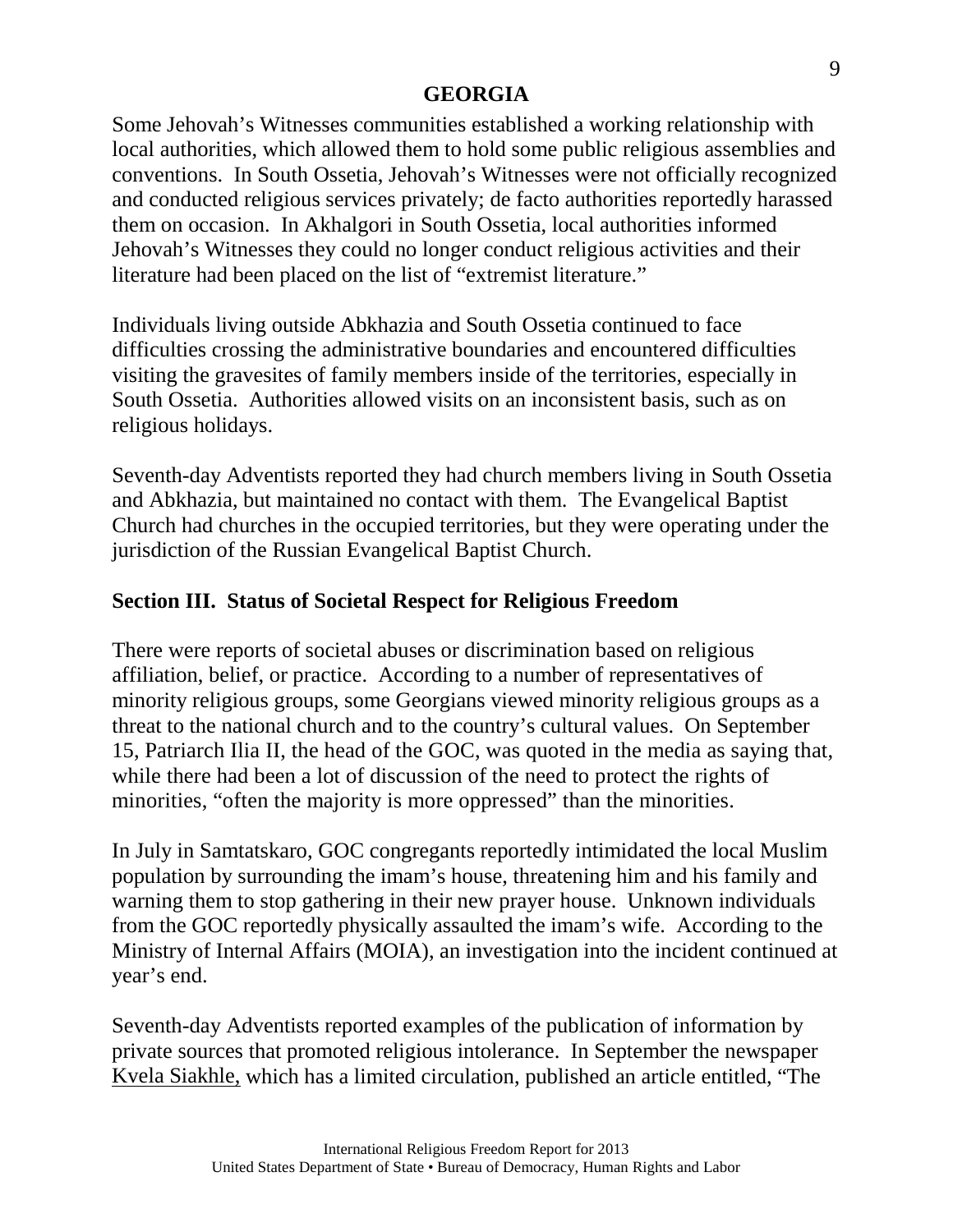Some Jehovah's Witnesses communities established a working relationship with local authorities, which allowed them to hold some public religious assemblies and conventions. In South Ossetia, Jehovah's Witnesses were not officially recognized and conducted religious services privately; de facto authorities reportedly harassed them on occasion. In Akhalgori in South Ossetia, local authorities informed Jehovah's Witnesses they could no longer conduct religious activities and their literature had been placed on the list of "extremist literature."

Individuals living outside Abkhazia and South Ossetia continued to face difficulties crossing the administrative boundaries and encountered difficulties visiting the gravesites of family members inside of the territories, especially in South Ossetia. Authorities allowed visits on an inconsistent basis, such as on religious holidays.

Seventh-day Adventists reported they had church members living in South Ossetia and Abkhazia, but maintained no contact with them. The Evangelical Baptist Church had churches in the occupied territories, but they were operating under the jurisdiction of the Russian Evangelical Baptist Church.

## Section III. Status of Societal Respect for Religious Freedom

There were reports of societal abuses or discrimination based on religious affiliation, belief, or practice. According to a number of representatives of minority religious groups, some Georgians viewed minority religious groups as a threat to the national church and to the country's cultural values. On September 15, Patriarch Ilia II, the head of the GOC, was quoted in the media as saying that, while there had been a lot of discussion of the need to protect the rights of minorities, "often the majority is more oppressed" than the minorities.

In July in Samtatskaro, GOC congregants reportedly intimidated the local Muslim population by surrounding the imam's house, threatening him and his family and warning them to stop gathering in their new prayer house. Unknown individuals from the GOC reportedly physically assaulted the imam's wife. According to the Ministry of Internal Affairs (MOIA), an investigation into the incident continued at year's end.

Seventh-day Adventists reported examples of the publication of information by private sources that promoted religious intolerance. In September the newspaper Kvela Siakhle, which has a limited circulation, published an article entitled, "The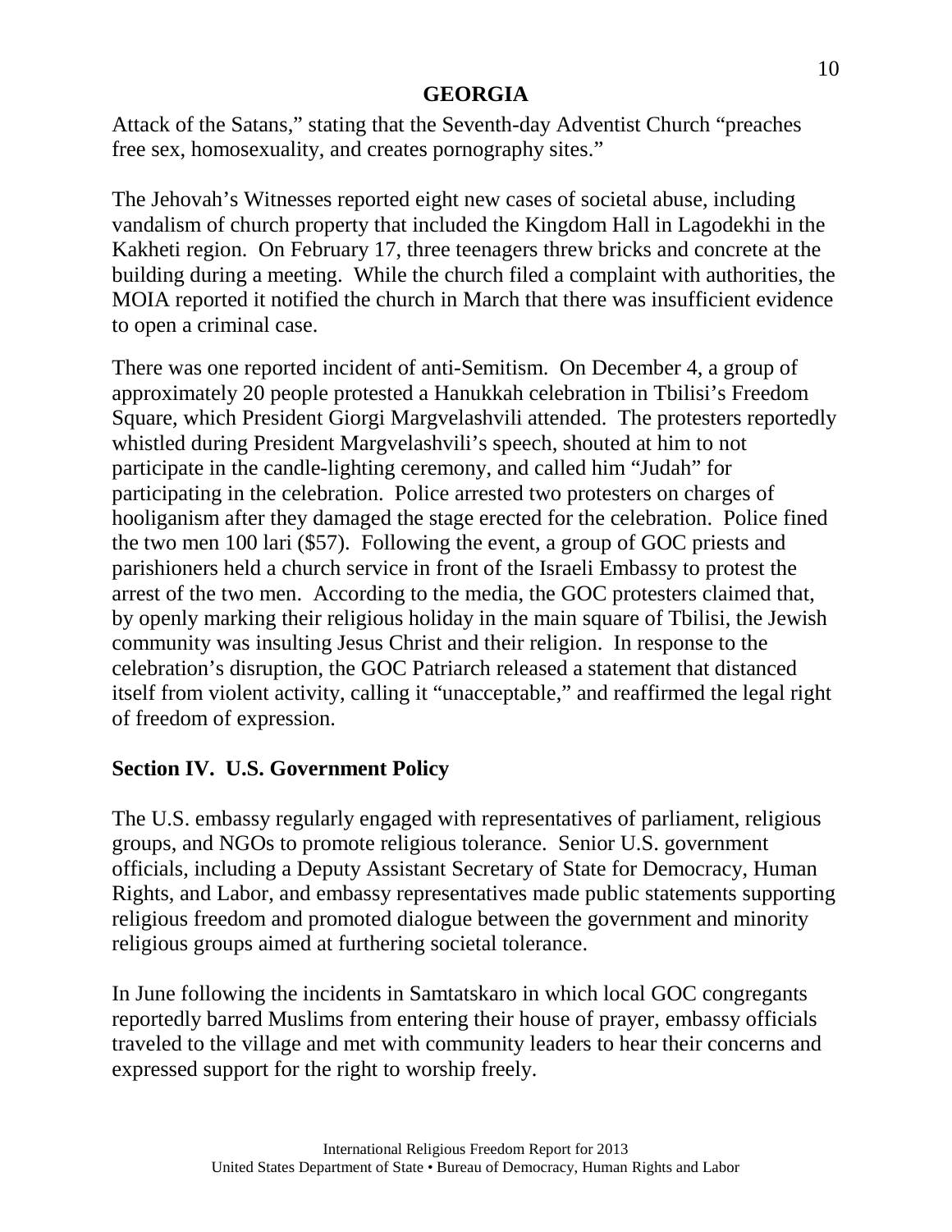Attack of the Satans," stating that the Seventh-day Adventist Church "preaches free sex, homosexuality, and creates pornography sites."

The Jehovah's Witnesses reported eight new cases of societal abuse, including vandalism of church property that included the Kingdom Hall in Lagodekhi in the Kakheti region. On February 17, three teenagers threw bricks and concrete at the building during a meeting. While the church filed a complaint with authorities, the MOIA reported it notified the church in March that there was insufficient evidence to open a criminal case.

There was one reported incident of anti-Semitism. On December 4, a group of approximately 20 people protested a Hanukkah celebration in Tbilisi's Freedom Square, which President Giorgi Margvelashvili attended. The protesters reportedly whistled during President Margvelashvili's speech, shouted at him to not participate in the candle-lighting ceremony, and called him "Judah" for participating in the celebration. Police arrested two protesters on charges of hooliganism after they damaged the stage erected for the celebration. Police fined the two men 100 lari ($57). Following the event, a group of GOC priests and parishioners held a church service in front of the Israeli Embassy to protest the arrest of the two men. According to the media, the GOC protesters claimed that, by openly marking their religious holiday in the main square of Tbilisi, the Jewish community was insulting Jesus Christ and their religion. In response to the celebration's disruption, the GOC Patriarch released a statement that distanced itself from violent activity, calling it "unacceptable," and reaffirmed the legal right of freedom of expression.

## Section IV. U.S. Government Policy

The U.S. embassy regularly engaged with representatives of parliament, religious groups, and NGOs to promote religious tolerance. Senior U.S. government officials, including a Deputy Assistant Secretary of State for Democracy, Human Rights, and Labor, and embassy representatives made public statements supporting religious freedom and promoted dialogue between the government and minority religious groups aimed at furthering societal tolerance.

In June following the incidents in Samtatskaro in which local GOC congregants reportedly barred Muslims from entering their house of prayer, embassy officials traveled to the village and met with community leaders to hear their concerns and expressed support for the right to worship freely.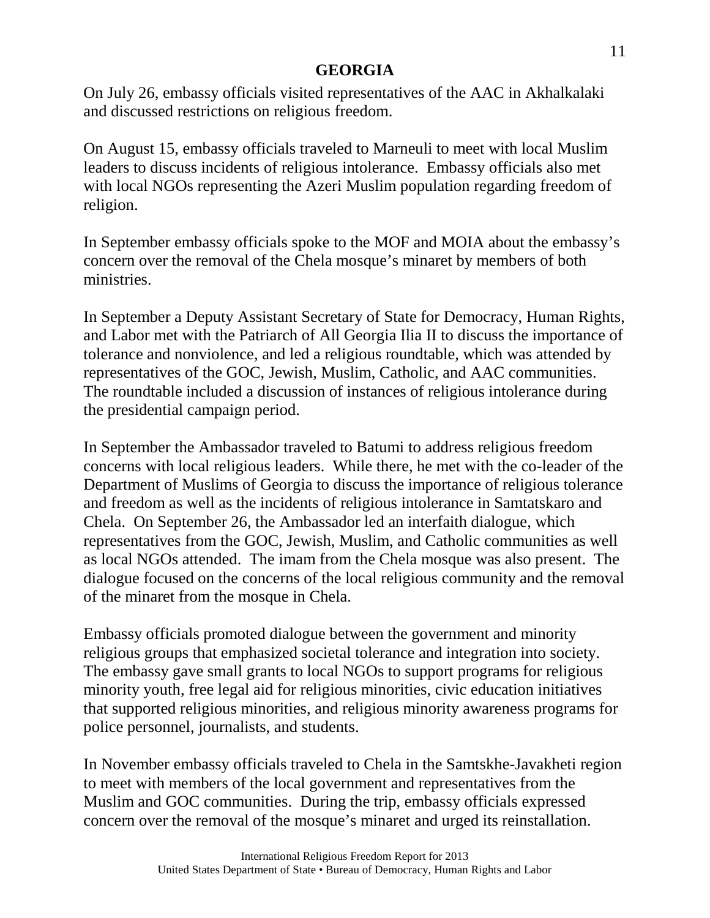On July 26, embassy officials visited representatives of the AAC in Akhalkalaki and discussed restrictions on religious freedom.

On August 15, embassy officials traveled to Marneuli to meet with local Muslim leaders to discuss incidents of religious intolerance. Embassy officials also met with local NGOs representing the Azeri Muslim population regarding freedom of religion.

In September embassy officials spoke to the MOF and MOIA about the embassy's concern over the removal of the Chela mosque's minaret by members of both ministries.

In September a Deputy Assistant Secretary of State for Democracy, Human Rights, and Labor met with the Patriarch of All Georgia Ilia II to discuss the importance of tolerance and nonviolence, and led a religious roundtable, which was attended by representatives of the GOC, Jewish, Muslim, Catholic, and AAC communities. The roundtable included a discussion of instances of religious intolerance during the presidential campaign period.

In September the Ambassador traveled to Batumi to address religious freedom concerns with local religious leaders. While there, he met with the co-leader of the Department of Muslims of Georgia to discuss the importance of religious tolerance and freedom as well as the incidents of religious intolerance in Samtatskaro and Chela. On September 26, the Ambassador led an interfaith dialogue, which representatives from the GOC, Jewish, Muslim, and Catholic communities as well as local NGOs attended. The imam from the Chela mosque was also present. The dialogue focused on the concerns of the local religious community and the removal of the minaret from the mosque in Chela.

Embassy officials promoted dialogue between the government and minority religious groups that emphasized societal tolerance and integration into society. The embassy gave small grants to local NGOs to support programs for religious minority youth, free legal aid for religious minorities, civic education initiatives that supported religious minorities, and religious minority awareness programs for police personnel, journalists, and students.

In November embassy officials traveled to Chela in the Samtskhe-Javakheti region to meet with members of the local government and representatives from the Muslim and GOC communities. During the trip, embassy officials expressed concern over the removal of the mosque's minaret and urged its reinstallation.